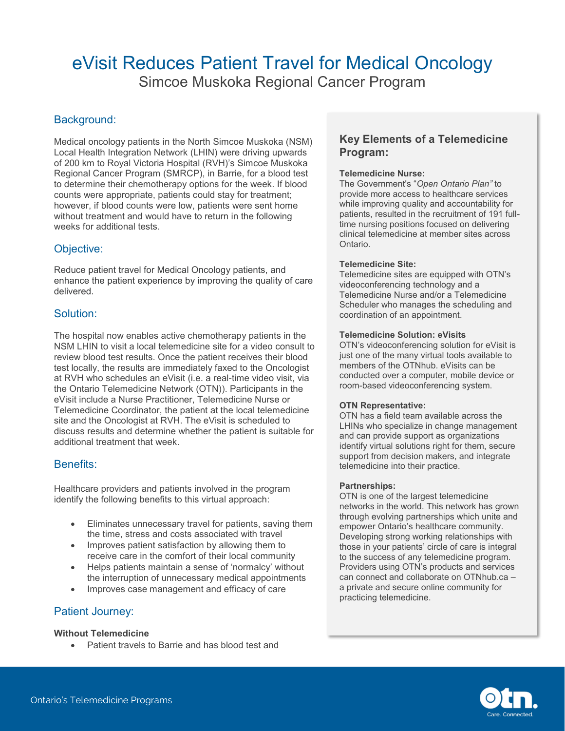# eVisit Reduces Patient Travel for Medical Oncology

## Simcoe Muskoka Regional Cancer Program

## Background:

Medical oncology patients in the North Simcoe Muskoka (NSM) Local Health Integration Network (LHIN) were driving upwards of 200 km to Royal Victoria Hospital (RVH)'s Simcoe Muskoka Regional Cancer Program (SMRCP), in Barrie, for a blood test to determine their chemotherapy options for the week. If blood counts were appropriate, patients could stay for treatment; however, if blood counts were low, patients were sent home without treatment and would have to return in the following weeks for additional tests.

## Objective:

Reduce patient travel for Medical Oncology patients, and enhance the patient experience by improving the quality of care delivered.

## Solution:

The hospital now enables active chemotherapy patients in the NSM LHIN to visit a local telemedicine site for a video consult to review blood test results. Once the patient receives their blood test locally, the results are immediately faxed to the Oncologist at RVH who schedules an eVisit (i.e. a real-time video visit, via the Ontario Telemedicine Network (OTN)). Participants in the eVisit include a Nurse Practitioner, Telemedicine Nurse or Telemedicine Coordinator, the patient at the local telemedicine site and the Oncologist at RVH. The eVisit is scheduled to discuss results and determine whether the patient is suitable for additional treatment that week.

## Benefits:

Healthcare providers and patients involved in the program identify the following benefits to this virtual approach:

- Eliminates unnecessary travel for patients, saving them the time, stress and costs associated with travel
- Improves patient satisfaction by allowing them to receive care in the comfort of their local community
- Helps patients maintain a sense of 'normalcy' without the interruption of unnecessary medical appointments
- Improves case management and efficacy of care

## Patient Journey:

**Without Telemedicine**

- Patient travels to Barrie and has blood test and

### Key Elements of a Telemedicine Program:

**Telemedicine Nurse:**
The Government's "*Open Ontario Plan"* to provide more access to healthcare services while improving quality and accountability for patients, resulted in the recruitment of 191 full-time nursing positions focused on delivering clinical telemedicine at member sites across Ontario.

**Telemedicine Site:**
Telemedicine sites are equipped with OTN's videoconferencing technology and a Telemedicine Nurse and/or a Telemedicine Scheduler who manages the scheduling and coordination of an appointment.

**Telemedicine Solution: eVisits**
OTN's videoconferencing solution for eVisit is just one of the many virtual tools available to members of the OTNhub. eVisits can be conducted over a computer, mobile device or room-based videoconferencing system.

**OTN Representative:**
OTN has a field team available across the LHINs who specialize in change management and can provide support as organizations identify virtual solutions right for them, secure support from decision makers, and integrate telemedicine into their practice.

**Partnerships:**
OTN is one of the largest telemedicine networks in the world. This network has grown through evolving partnerships which unite and empower Ontario's healthcare community. Developing strong working relationships with those in your patients' circle of care is integral to the success of any telemedicine program. Providers using OTN's products and services can connect and collaborate on OTNhub.ca – a private and secure online community for practicing telemedicine.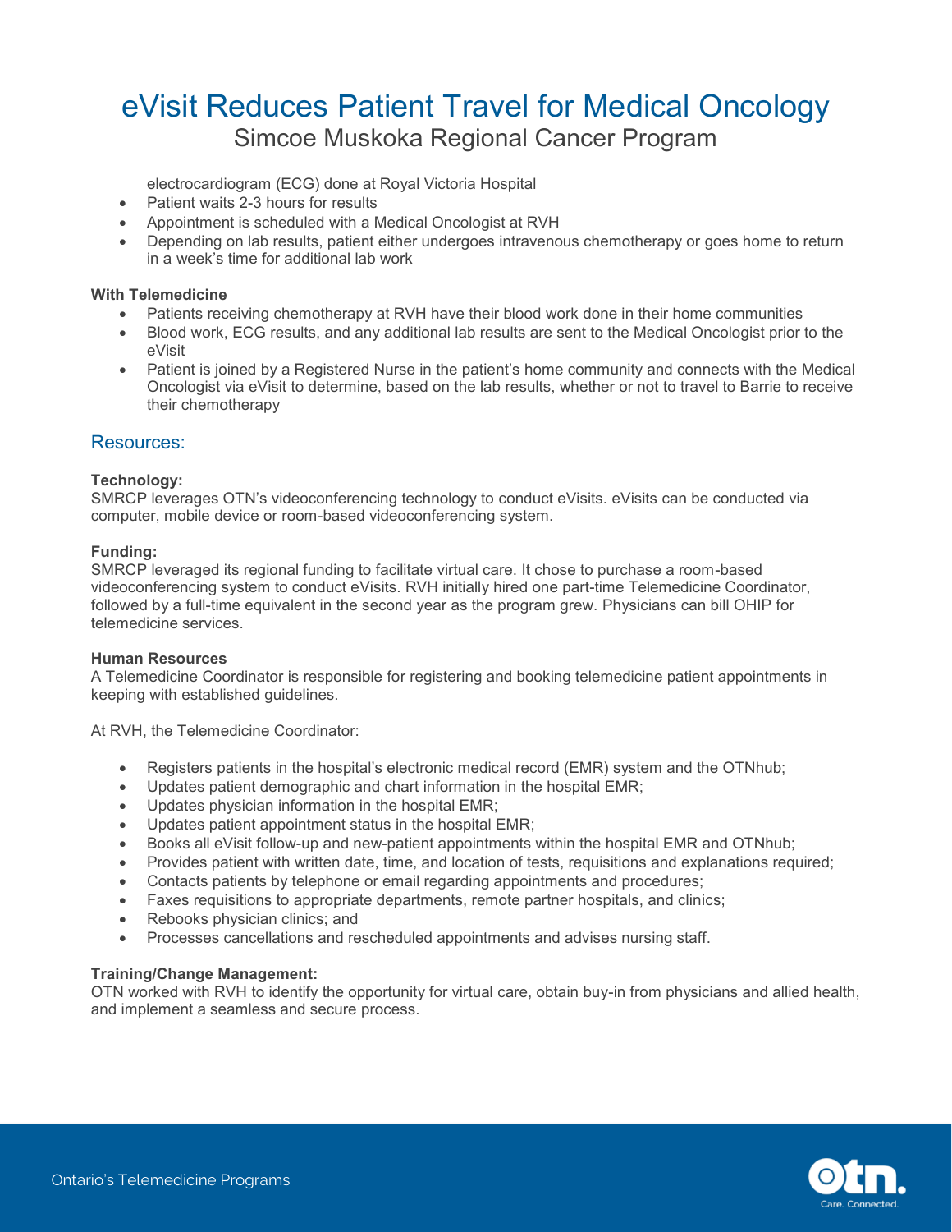electrocardiogram (ECG) done at Royal Victoria Hospital

- Patient waits 2-3 hours for results
- Appointment is scheduled with a Medical Oncologist at RVH
- Depending on lab results, patient either undergoes intravenous chemotherapy or goes home to return in a week's time for additional lab work

**With Telemedicine**

- Patients receiving chemotherapy at RVH have their blood work done in their home communities
- Blood work, ECG results, and any additional lab results are sent to the Medical Oncologist prior to the eVisit
- Patient is joined by a Registered Nurse in the patient's home community and connects with the Medical Oncologist via eVisit to determine, based on the lab results, whether or not to travel to Barrie to receive their chemotherapy

## Resources:

**Technology:**
SMRCP leverages OTN's videoconferencing technology to conduct eVisits. eVisits can be conducted via computer, mobile device or room-based videoconferencing system.

**Funding:**
SMRCP leveraged its regional funding to facilitate virtual care. It chose to purchase a room-based videoconferencing system to conduct eVisits. RVH initially hired one part-time Telemedicine Coordinator, followed by a full-time equivalent in the second year as the program grew. Physicians can bill OHIP for telemedicine services.

**Human Resources**
A Telemedicine Coordinator is responsible for registering and booking telemedicine patient appointments in keeping with established guidelines.

At RVH, the Telemedicine Coordinator:

- Registers patients in the hospital's electronic medical record (EMR) system and the OTNhub;
- Updates patient demographic and chart information in the hospital EMR;
- Updates physician information in the hospital EMR;
- Updates patient appointment status in the hospital EMR;
- Books all eVisit follow-up and new-patient appointments within the hospital EMR and OTNhub;
- Provides patient with written date, time, and location of tests, requisitions and explanations required;
- Contacts patients by telephone or email regarding appointments and procedures;
- Faxes requisitions to appropriate departments, remote partner hospitals, and clinics;
- Rebooks physician clinics; and
- Processes cancellations and rescheduled appointments and advises nursing staff.

**Training/Change Management:**
OTN worked with RVH to identify the opportunity for virtual care, obtain buy-in from physicians and allied health, and implement a seamless and secure process.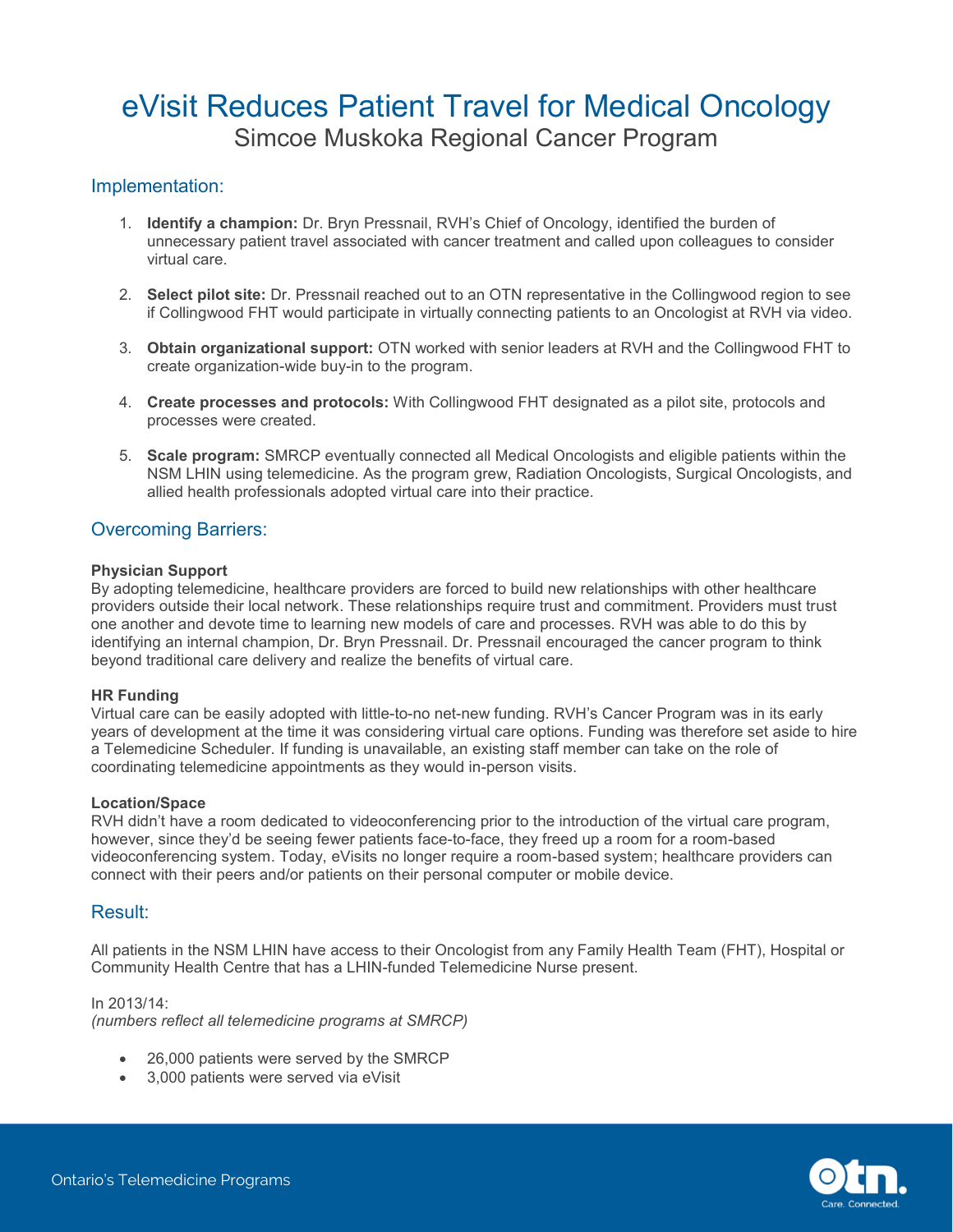# eVisit Reduces Patient Travel for Medical Oncology

## Simcoe Muskoka Regional Cancer Program

### Implementation:

1. **Identify a champion:** Dr. Bryn Pressnail, RVH's Chief of Oncology, identified the burden of unnecessary patient travel associated with cancer treatment and called upon colleagues to consider virtual care.

2. **Select pilot site:** Dr. Pressnail reached out to an OTN representative in the Collingwood region to see if Collingwood FHT would participate in virtually connecting patients to an Oncologist at RVH via video.

3. **Obtain organizational support:** OTN worked with senior leaders at RVH and the Collingwood FHT to create organization-wide buy-in to the program.

4. **Create processes and protocols:** With Collingwood FHT designated as a pilot site, protocols and processes were created.

5. **Scale program:** SMRCP eventually connected all Medical Oncologists and eligible patients within the NSM LHIN using telemedicine. As the program grew, Radiation Oncologists, Surgical Oncologists, and allied health professionals adopted virtual care into their practice.

### Overcoming Barriers:

**Physician Support**
By adopting telemedicine, healthcare providers are forced to build new relationships with other healthcare providers outside their local network. These relationships require trust and commitment. Providers must trust one another and devote time to learning new models of care and processes. RVH was able to do this by identifying an internal champion, Dr. Bryn Pressnail. Dr. Pressnail encouraged the cancer program to think beyond traditional care delivery and realize the benefits of virtual care.

**HR Funding**
Virtual care can be easily adopted with little-to-no net-new funding. RVH's Cancer Program was in its early years of development at the time it was considering virtual care options. Funding was therefore set aside to hire a Telemedicine Scheduler. If funding is unavailable, an existing staff member can take on the role of coordinating telemedicine appointments as they would in-person visits.

**Location/Space**
RVH didn't have a room dedicated to videoconferencing prior to the introduction of the virtual care program, however, since they'd be seeing fewer patients face-to-face, they freed up a room for a room-based videoconferencing system. Today, eVisits no longer require a room-based system; healthcare providers can connect with their peers and/or patients on their personal computer or mobile device.

### Result:

All patients in the NSM LHIN have access to their Oncologist from any Family Health Team (FHT), Hospital or Community Health Centre that has a LHIN-funded Telemedicine Nurse present.

In 2013/14:
*(numbers reflect all telemedicine programs at SMRCP)*

- 26,000 patients were served by the SMRCP
- 3,000 patients were served via eVisit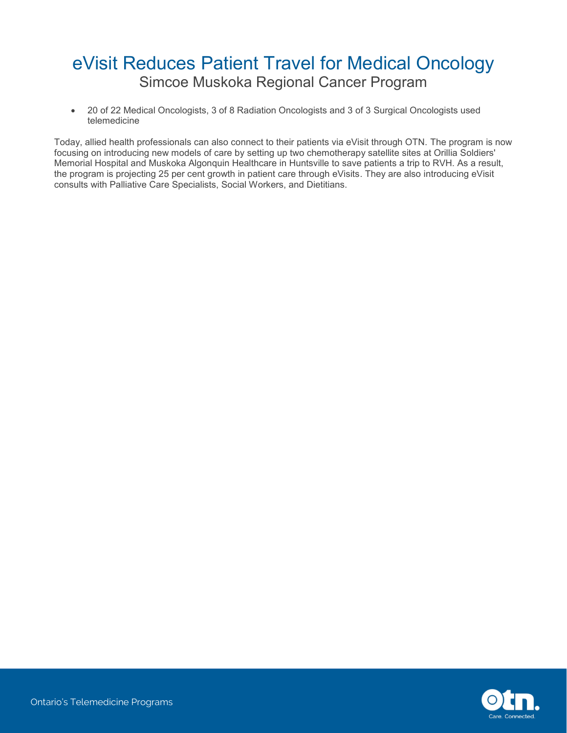# eVisit Reduces Patient Travel for Medical Oncology

## Simcoe Muskoka Regional Cancer Program

- 20 of 22 Medical Oncologists, 3 of 8 Radiation Oncologists and 3 of 3 Surgical Oncologists used telemedicine

Today, allied health professionals can also connect to their patients via eVisit through OTN. The program is now focusing on introducing new models of care by setting up two chemotherapy satellite sites at Orillia Soldiers' Memorial Hospital and Muskoka Algonquin Healthcare in Huntsville to save patients a trip to RVH. As a result, the program is projecting 25 per cent growth in patient care through eVisits. They are also introducing eVisit consults with Palliative Care Specialists, Social Workers, and Dietitians.